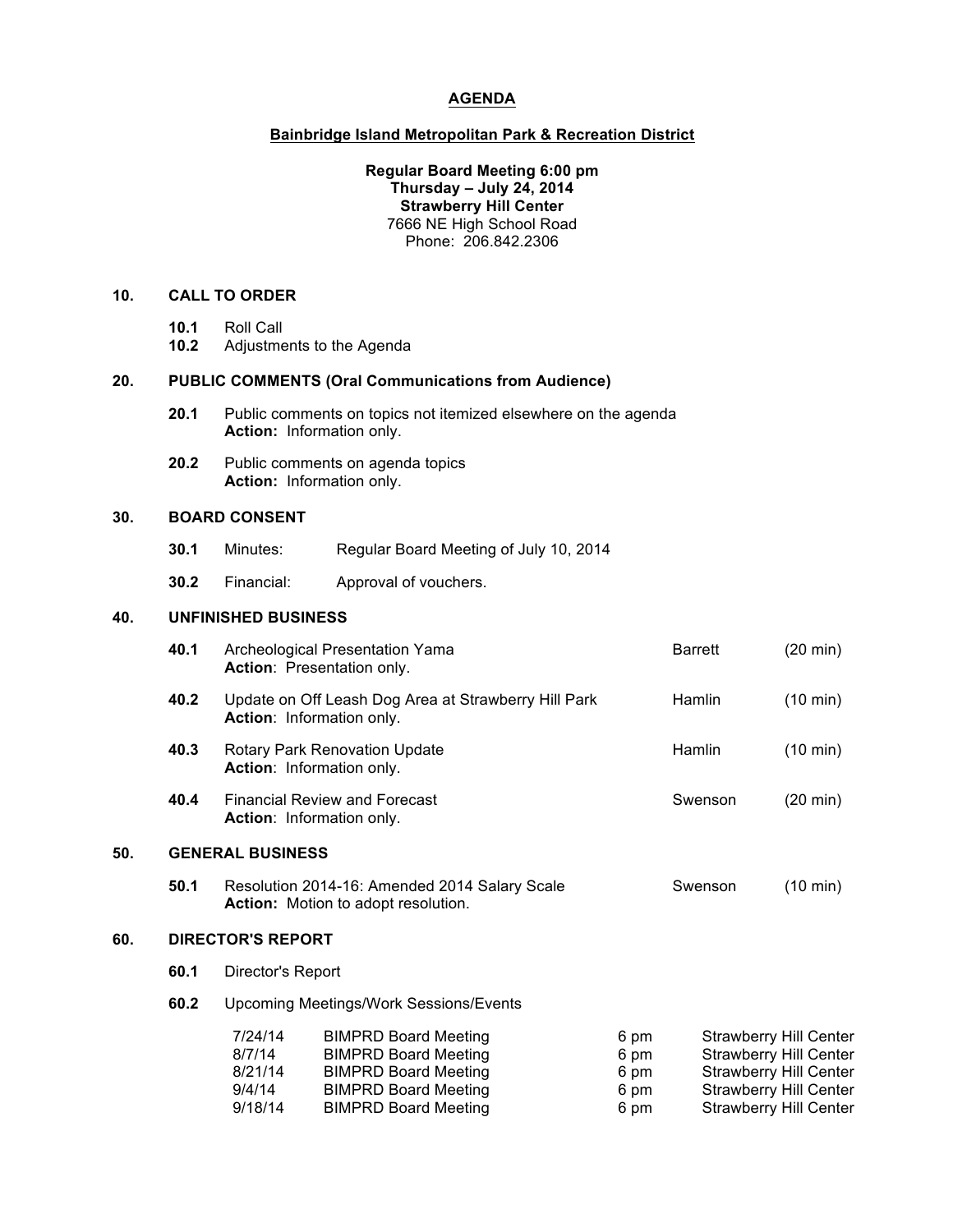# AGENDA

## Bainbridge Island Metropolitan Park & Recreation District

**Regular Board Meeting 6:00 pm**
**Thursday – July 24, 2014**
**Strawberry Hill Center**
7666 NE High School Road
Phone: 206.842.2306

### 10. CALL TO ORDER

**10.1** Roll Call
**10.2** Adjustments to the Agenda

### 20. PUBLIC COMMENTS (Oral Communications from Audience)

**20.1** Public comments on topics not itemized elsewhere on the agenda
**Action:** Information only.

**20.2** Public comments on agenda topics
**Action:** Information only.

### 30. BOARD CONSENT

**30.1** Minutes: Regular Board Meeting of July 10, 2014

**30.2** Financial: Approval of vouchers.

### 40. UNFINISHED BUSINESS

**40.1** Archeological Presentation Yama — Barrett (20 min)
**Action**: Presentation only.

**40.2** Update on Off Leash Dog Area at Strawberry Hill Park — Hamlin (10 min)
**Action**: Information only.

**40.3** Rotary Park Renovation Update — Hamlin (10 min)
**Action**: Information only.

**40.4** Financial Review and Forecast — Swenson (20 min)
**Action**: Information only.

### 50. GENERAL BUSINESS

**50.1** Resolution 2014-16: Amended 2014 Salary Scale — Swenson (10 min)
**Action:** Motion to adopt resolution.

### 60. DIRECTOR'S REPORT

**60.1** Director's Report

**60.2** Upcoming Meetings/Work Sessions/Events

| | | | |
|---|---|---|---|
| 7/24/14 | BIMPRD Board Meeting | 6 pm | Strawberry Hill Center |
| 8/7/14 | BIMPRD Board Meeting | 6 pm | Strawberry Hill Center |
| 8/21/14 | BIMPRD Board Meeting | 6 pm | Strawberry Hill Center |
| 9/4/14 | BIMPRD Board Meeting | 6 pm | Strawberry Hill Center |
| 9/18/14 | BIMPRD Board Meeting | 6 pm | Strawberry Hill Center |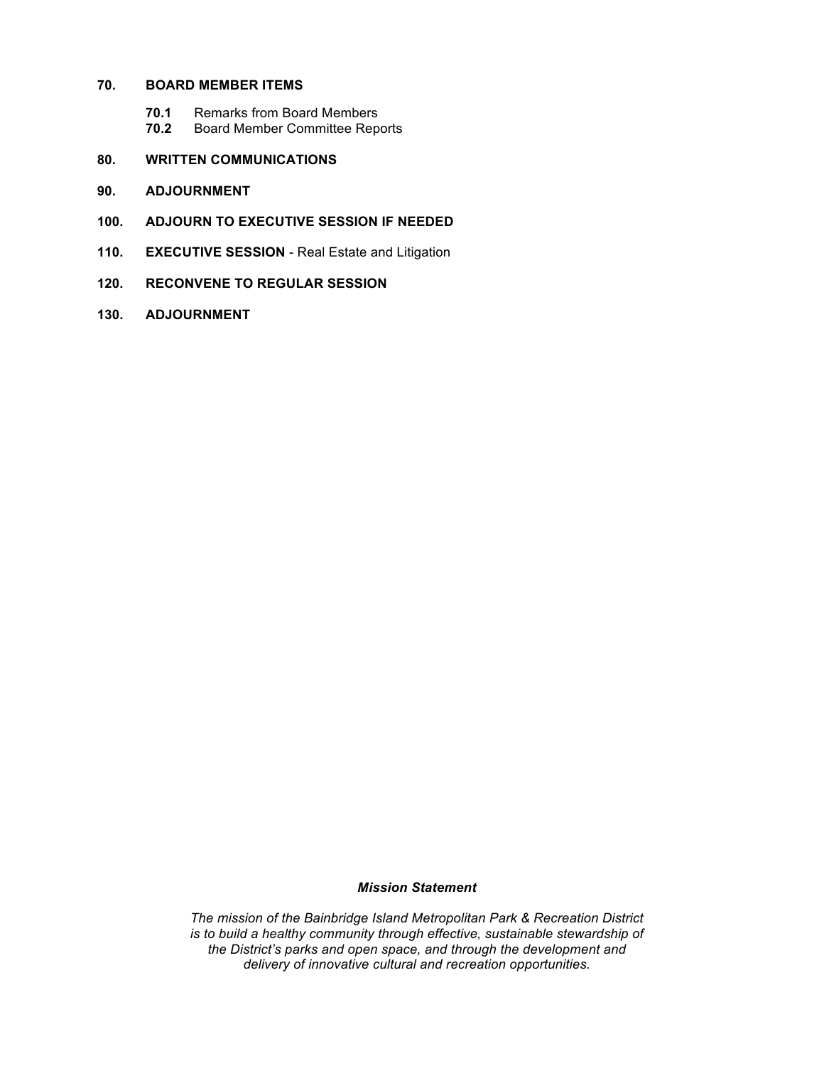**70. BOARD MEMBER ITEMS**

- **70.1** Remarks from Board Members
- **70.2** Board Member Committee Reports

**80. WRITTEN COMMUNICATIONS**

**90. ADJOURNMENT**

**100. ADJOURN TO EXECUTIVE SESSION IF NEEDED**

**110. EXECUTIVE SESSION** - Real Estate and Litigation

**120. RECONVENE TO REGULAR SESSION**

**130. ADJOURNMENT**

***Mission Statement***

*The mission of the Bainbridge Island Metropolitan Park & Recreation District is to build a healthy community through effective, sustainable stewardship of the District's parks and open space, and through the development and delivery of innovative cultural and recreation opportunities.*